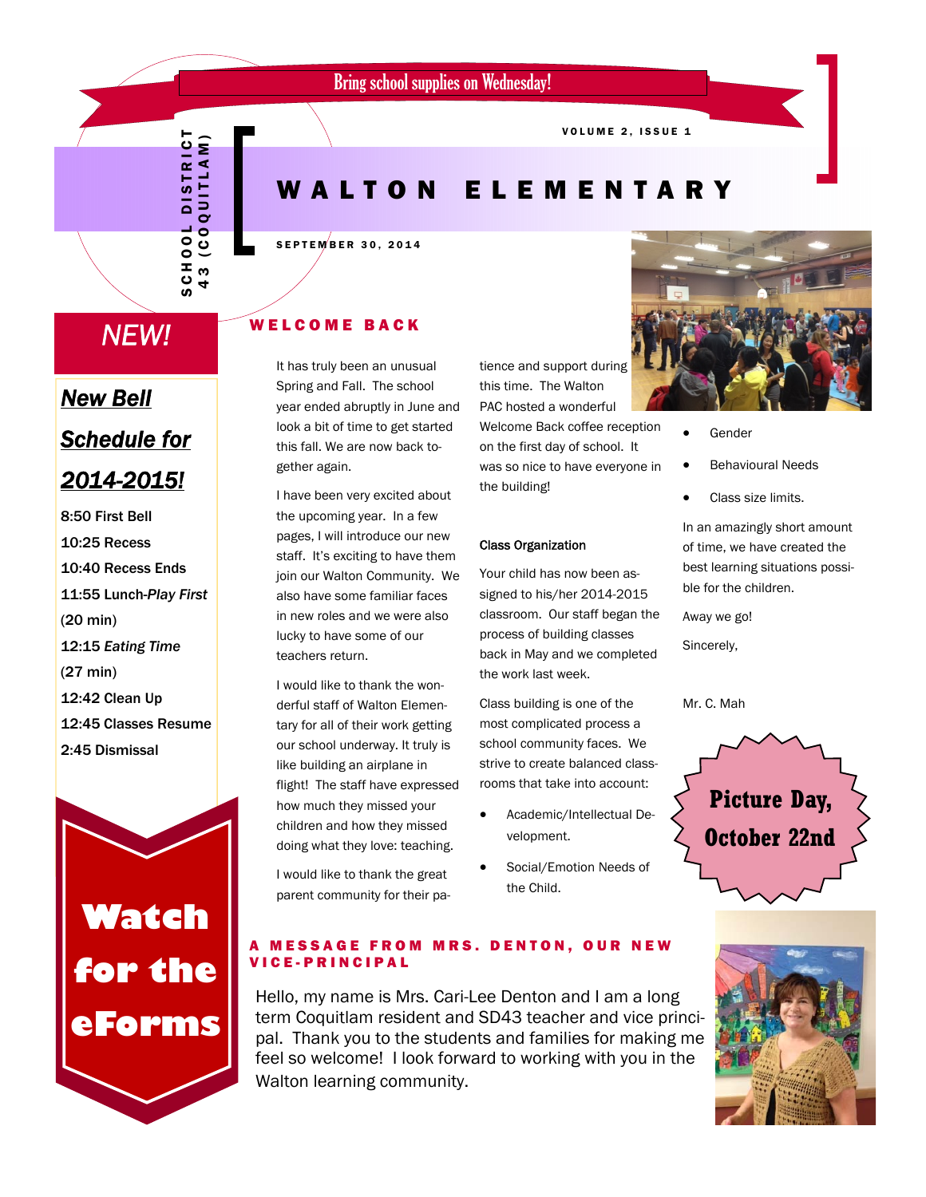Bring school supplies on Wednesday!

SCHOOL DISTRICT 43 (COQUITLAM)

# WALTON ELEMENTARY

SEPTEMBER 30, 2014

## NEW!

### *New Bell Schedule for 2014-2015!*

**8:50 First Bell**
**10:25 Recess**
**10:40 Recess Ends**
**11:55 Lunch-*Play First* (20 min)**
**12:15 *Eating Time* (27 min)**
**12:42 Clean Up**
**12:45 Classes Resume**
**2:45 Dismissal**

## WELCOME BACK

It has truly been an unusual Spring and Fall. The school year ended abruptly in June and look a bit of time to get started this fall. We are now back together again.

I have been very excited about the upcoming year. In a few pages, I will introduce our new staff. It's exciting to have them join our Walton Community. We also have some familiar faces in new roles and we were also lucky to have some of our teachers return.

I would like to thank the wonderful staff of Walton Elementary for all of their work getting our school underway. It truly is like building an airplane in flight! The staff have expressed how much they missed your children and how they missed doing what they love: teaching.

I would like to thank the great parent community for their patience and support during this time. The Walton PAC hosted a wonderful Welcome Back coffee reception on the first day of school. It was so nice to have everyone in the building!

**Class Organization**

Your child has now been assigned to his/her 2014-2015 classroom. Our staff began the process of building classes back in May and we completed the work last week.

Class building is one of the most complicated process a school community faces. We strive to create balanced classrooms that take into account:

- Academic/Intellectual Development.
- Social/Emotion Needs of the Child.
- Gender
- Behavioural Needs
- Class size limits.

In an amazingly short amount of time, we have created the best learning situations possible for the children.

Away we go!

Sincerely,

Mr. C. Mah

**Picture Day, October 22nd**

**Watch for the eForms**

## A MESSAGE FROM MRS. DENTON, OUR NEW VICE-PRINCIPAL

Hello, my name is Mrs. Cari-Lee Denton and I am a long term Coquitlam resident and SD43 teacher and vice principal. Thank you to the students and families for making me feel so welcome! I look forward to working with you in the Walton learning community.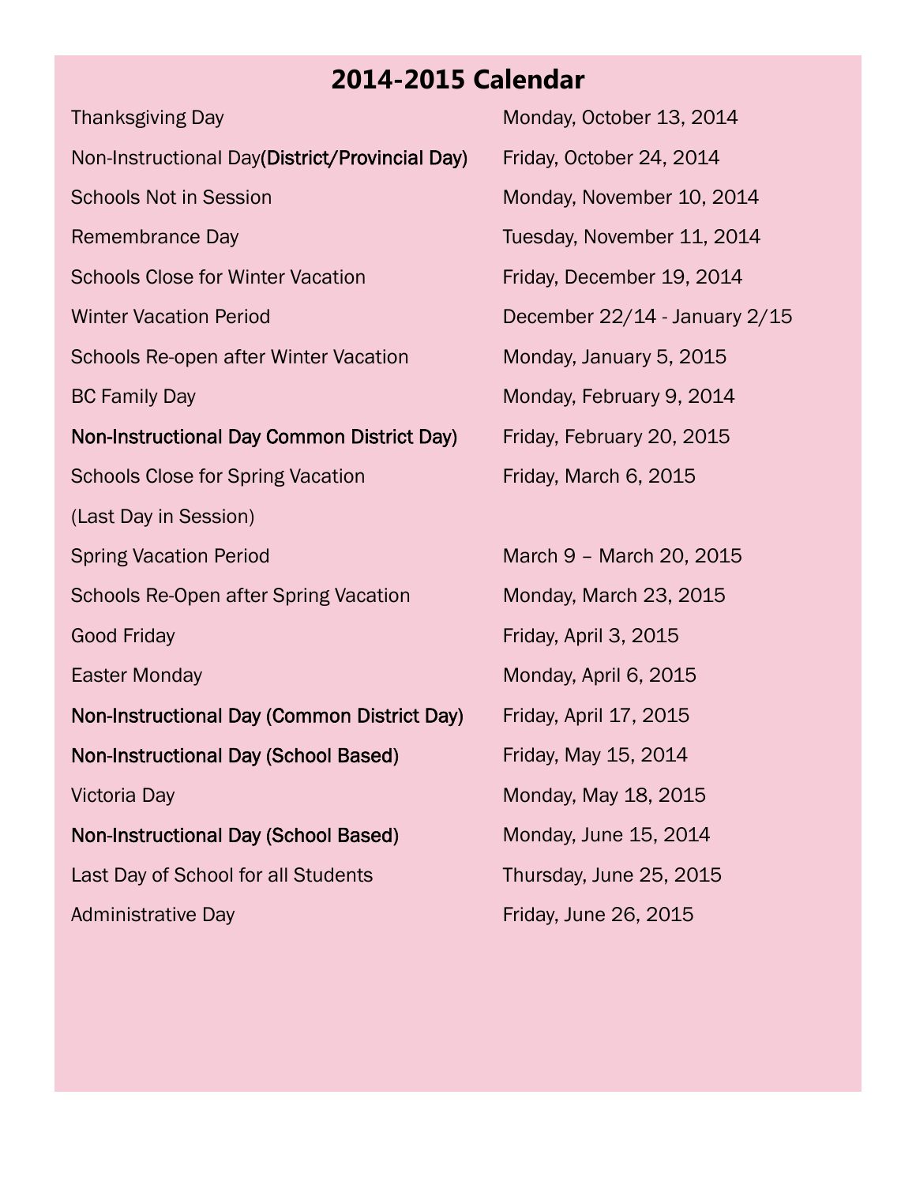# 2014-2015 Calendar

| | |
|---|---|
| Thanksgiving Day | Monday, October 13, 2014 |
| Non-Instructional Day(**District/Provincial Day)** | Friday, October 24, 2014 |
| Schools Not in Session | Monday, November 10, 2014 |
| Remembrance Day | Tuesday, November 11, 2014 |
| Schools Close for Winter Vacation | Friday, December 19, 2014 |
| Winter Vacation Period | December 22/14 - January 2/15 |
| Schools Re-open after Winter Vacation | Monday, January 5, 2015 |
| BC Family Day | Monday, February 9, 2014 |
| **Non-Instructional Day Common District Day)** | Friday, February 20, 2015 |
| Schools Close for Spring Vacation (Last Day in Session) | Friday, March 6, 2015 |
| Spring Vacation Period | March 9 – March 20, 2015 |
| Schools Re-Open after Spring Vacation | Monday, March 23, 2015 |
| Good Friday | Friday, April 3, 2015 |
| Easter Monday | Monday, April 6, 2015 |
| **Non-Instructional Day (Common District Day)** | Friday, April 17, 2015 |
| **Non-Instructional Day (School Based)** | Friday, May 15, 2014 |
| Victoria Day | Monday, May 18, 2015 |
| **Non-Instructional Day (School Based)** | Monday, June 15, 2014 |
| Last Day of School for all Students | Thursday, June 25, 2015 |
| Administrative Day | Friday, June 26, 2015 |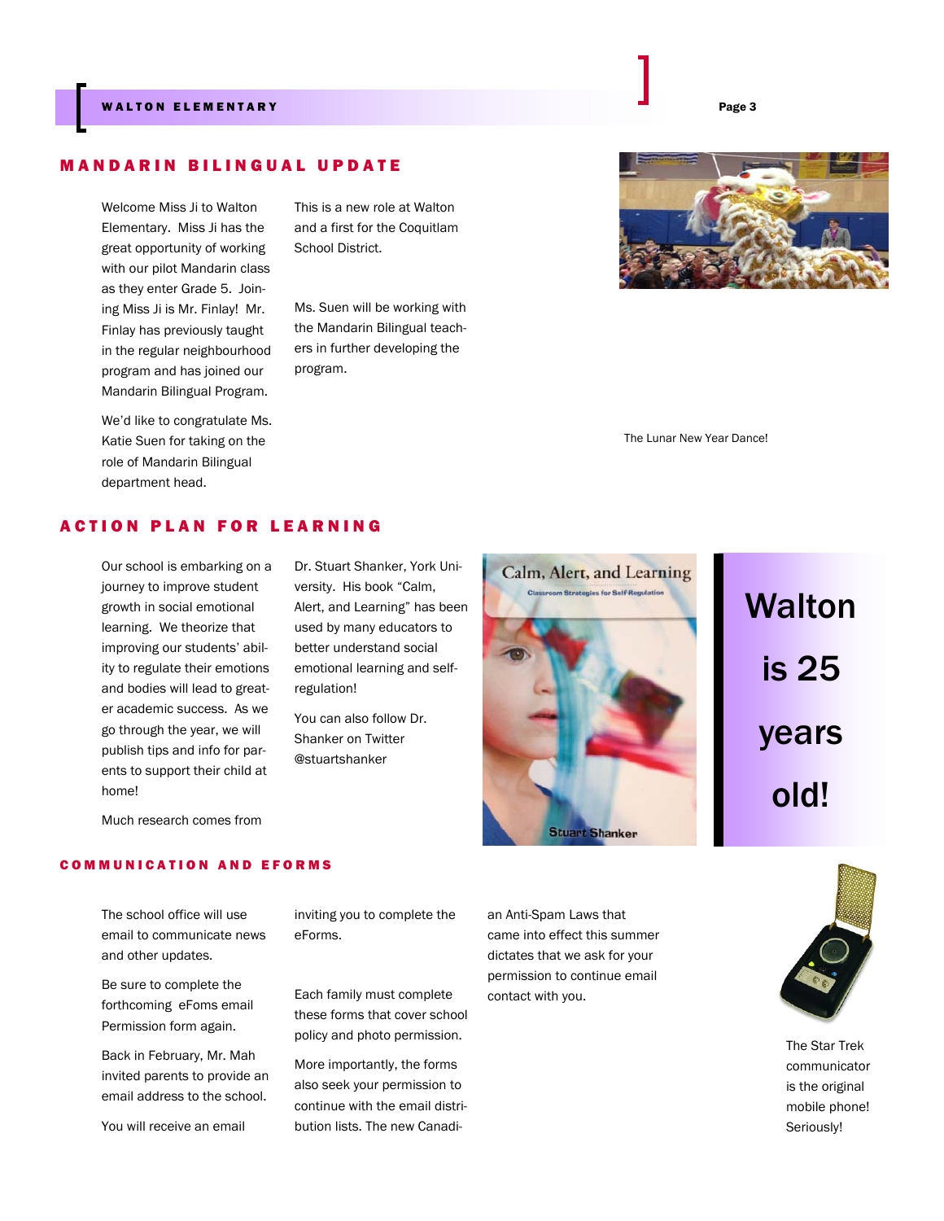## MANDARIN BILINGUAL UPDATE

Welcome Miss Ji to Walton Elementary. Miss Ji has the great opportunity of working with our pilot Mandarin class as they enter Grade 5. Joining Miss Ji is Mr. Finlay! Mr. Finlay has previously taught in the regular neighbourhood program and has joined our Mandarin Bilingual Program.

We'd like to congratulate Ms. Katie Suen for taking on the role of Mandarin Bilingual department head.

This is a new role at Walton and a first for the Coquitlam School District.

Ms. Suen will be working with the Mandarin Bilingual teachers in further developing the program.

The Lunar New Year Dance!

## ACTION PLAN FOR LEARNING

Our school is embarking on a journey to improve student growth in social emotional learning. We theorize that improving our students' ability to regulate their emotions and bodies will lead to greater academic success. As we go through the year, we will publish tips and info for parents to support their child at home!

Much research comes from Dr. Stuart Shanker, York University. His book "Calm, Alert, and Learning" has been used by many educators to better understand social emotional learning and self-regulation!

You can also follow Dr. Shanker on Twitter @stuartshanker

Walton is 25 years old!

## COMMUNICATION AND EFORMS

The school office will use email to communicate news and other updates.

Be sure to complete the forthcoming eFoms email Permission form again.

Back in February, Mr. Mah invited parents to provide an email address to the school.

You will receive an email inviting you to complete the eForms.

Each family must complete these forms that cover school policy and photo permission.

More importantly, the forms also seek your permission to continue with the email distribution lists. The new Canadian Anti-Spam Laws that came into effect this summer dictates that we ask for your permission to continue email contact with you.

The Star Trek communicator is the original mobile phone! Seriously!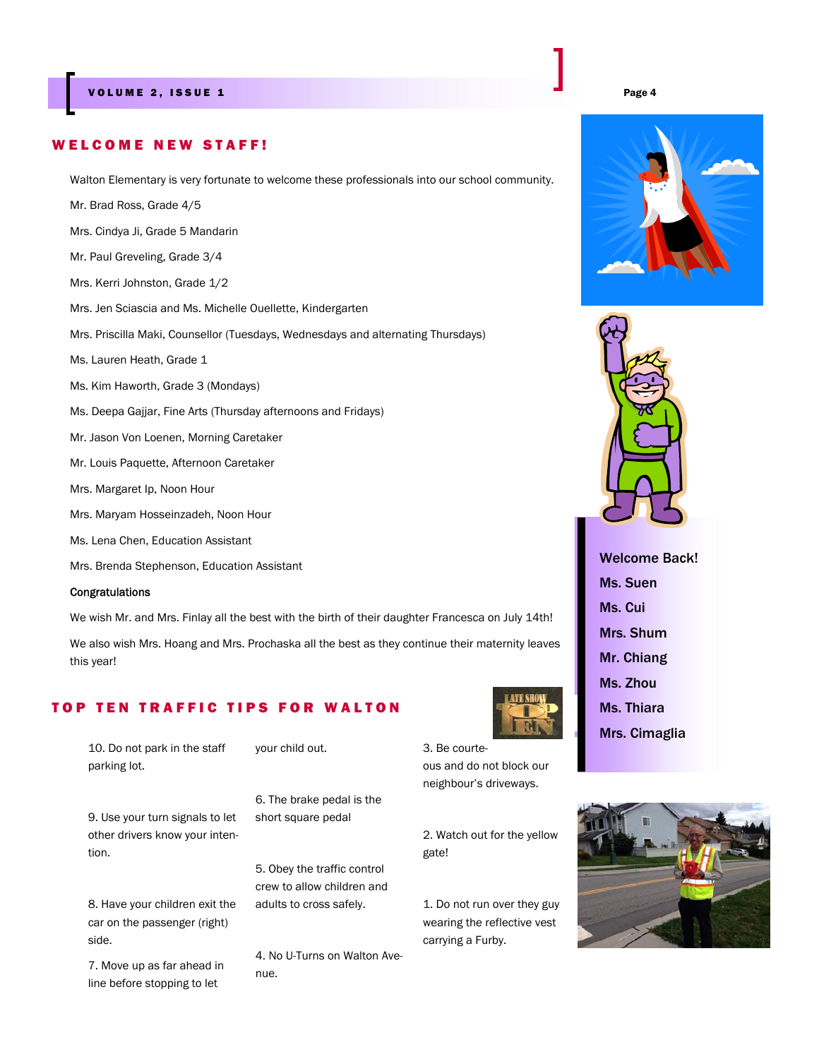## WELCOME NEW STAFF!

Walton Elementary is very fortunate to welcome these professionals into our school community.

Mr. Brad Ross, Grade 4/5

Mrs. Cindya Ji, Grade 5 Mandarin

Mr. Paul Greveling, Grade 3/4

Mrs. Kerri Johnston, Grade 1/2

Mrs. Jen Sciascia and Ms. Michelle Ouellette, Kindergarten

Mrs. Priscilla Maki, Counsellor (Tuesdays, Wednesdays and alternating Thursdays)

Ms. Lauren Heath, Grade 1

Ms. Kim Haworth, Grade 3 (Mondays)

Ms. Deepa Gajjar, Fine Arts (Thursday afternoons and Fridays)

Mr. Jason Von Loenen, Morning Caretaker

Mr. Louis Paquette, Afternoon Caretaker

Mrs. Margaret Ip, Noon Hour

Mrs. Maryam Hosseinzadeh, Noon Hour

Ms. Lena Chen, Education Assistant

Mrs. Brenda Stephenson, Education Assistant

Congratulations

We wish Mr. and Mrs. Finlay all the best with the birth of their daughter Francesca on July 14th!

We also wish Mrs. Hoang and Mrs. Prochaska all the best as they continue their maternity leaves this year!

**Welcome Back!**

**Ms. Suen**

**Ms. Cui**

**Mrs. Shum**

**Mr. Chiang**

**Ms. Zhou**

**Ms. Thiara**

**Mrs. Cimaglia**

## TOP TEN TRAFFIC TIPS FOR WALTON

10. Do not park in the staff parking lot.

9. Use your turn signals to let other drivers know your intention.

8. Have your children exit the car on the passenger (right) side.

7. Move up as far ahead in line before stopping to let your child out.

6. The brake pedal is the short square pedal

5. Obey the traffic control crew to allow children and adults to cross safely.

4. No U-Turns on Walton Avenue.

3. Be courteous and do not block our neighbour's driveways.

2. Watch out for the yellow gate!

1. Do not run over they guy wearing the reflective vest carrying a Furby.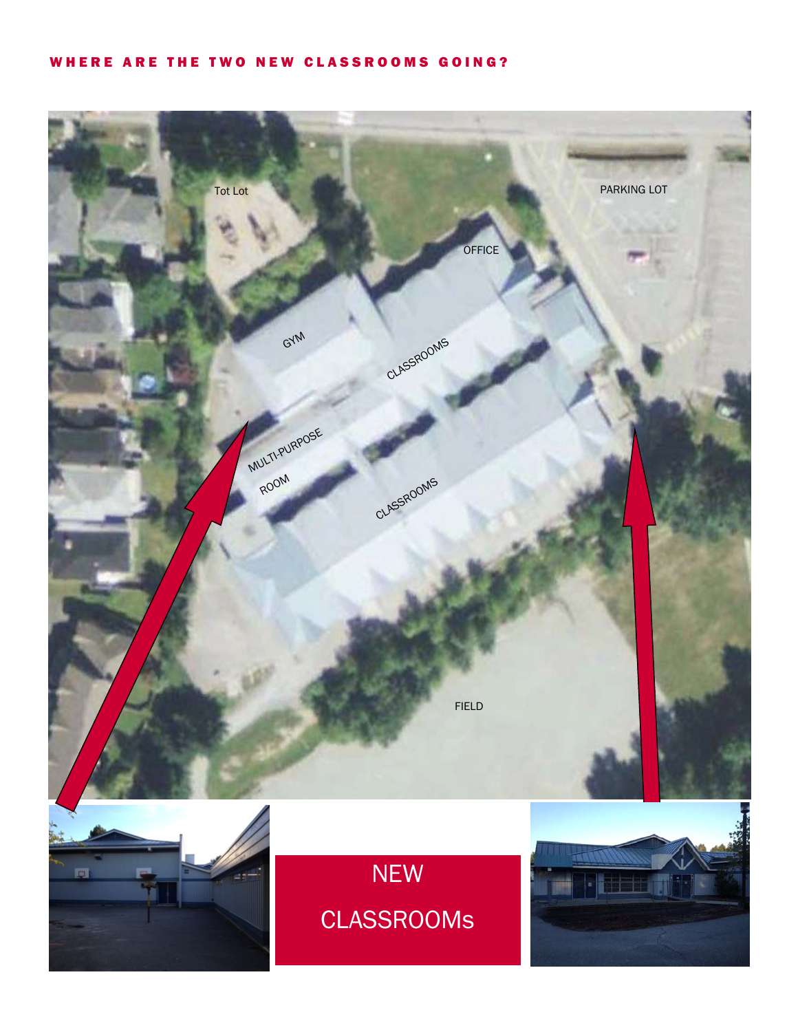## WHERE ARE THE TWO NEW CLASSROOMS GOING?

Tot Lot

PARKING LOT

OFFICE

GYM

CLASSROOMS

MULTI-PURPOSE ROOM

CLASSROOMS

FIELD

NEW CLASSROOMs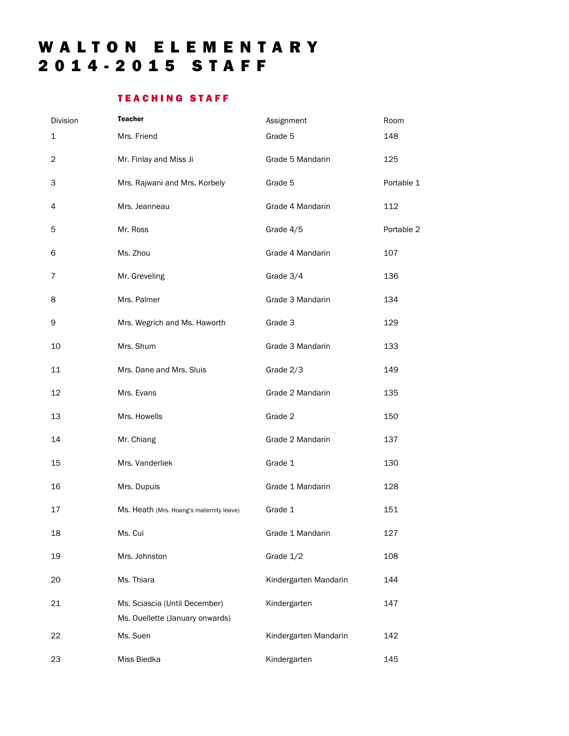# WALTON ELEMENTARY 2014-2015 STAFF

## TEACHING STAFF

| Division | Teacher | Assignment | Room |
|---|---|---|---|
| 1 | Mrs. Friend | Grade 5 | 148 |
| 2 | Mr. Finlay and Miss Ji | Grade 5 Mandarin | 125 |
| 3 | Mrs. Rajwani and Mrs. Korbely | Grade 5 | Portable 1 |
| 4 | Mrs. Jeanneau | Grade 4 Mandarin | 112 |
| 5 | Mr. Ross | Grade 4/5 | Portable 2 |
| 6 | Ms. Zhou | Grade 4 Mandarin | 107 |
| 7 | Mr. Greveling | Grade 3/4 | 136 |
| 8 | Mrs. Palmer | Grade 3 Mandarin | 134 |
| 9 | Mrs. Wegrich and Ms. Haworth | Grade 3 | 129 |
| 10 | Mrs. Shum | Grade 3 Mandarin | 133 |
| 11 | Mrs. Dane and Mrs. Sluis | Grade 2/3 | 149 |
| 12 | Mrs. Evans | Grade 2 Mandarin | 135 |
| 13 | Mrs. Howells | Grade 2 | 150 |
| 14 | Mr. Chiang | Grade 2 Mandarin | 137 |
| 15 | Mrs. Vanderliek | Grade 1 | 130 |
| 16 | Mrs. Dupuis | Grade 1 Mandarin | 128 |
| 17 | Ms. Heath (Mrs. Hoang's maternity leave) | Grade 1 | 151 |
| 18 | Ms. Cui | Grade 1 Mandarin | 127 |
| 19 | Mrs. Johnston | Grade 1/2 | 108 |
| 20 | Ms. Thiara | Kindergarten Mandarin | 144 |
| 21 | Ms. Sciascia (Until December)<br>Ms. Ouellette (January onwards) | Kindergarten | 147 |
| 22 | Ms. Suen | Kindergarten Mandarin | 142 |
| 23 | Miss Biedka | Kindergarten | 145 |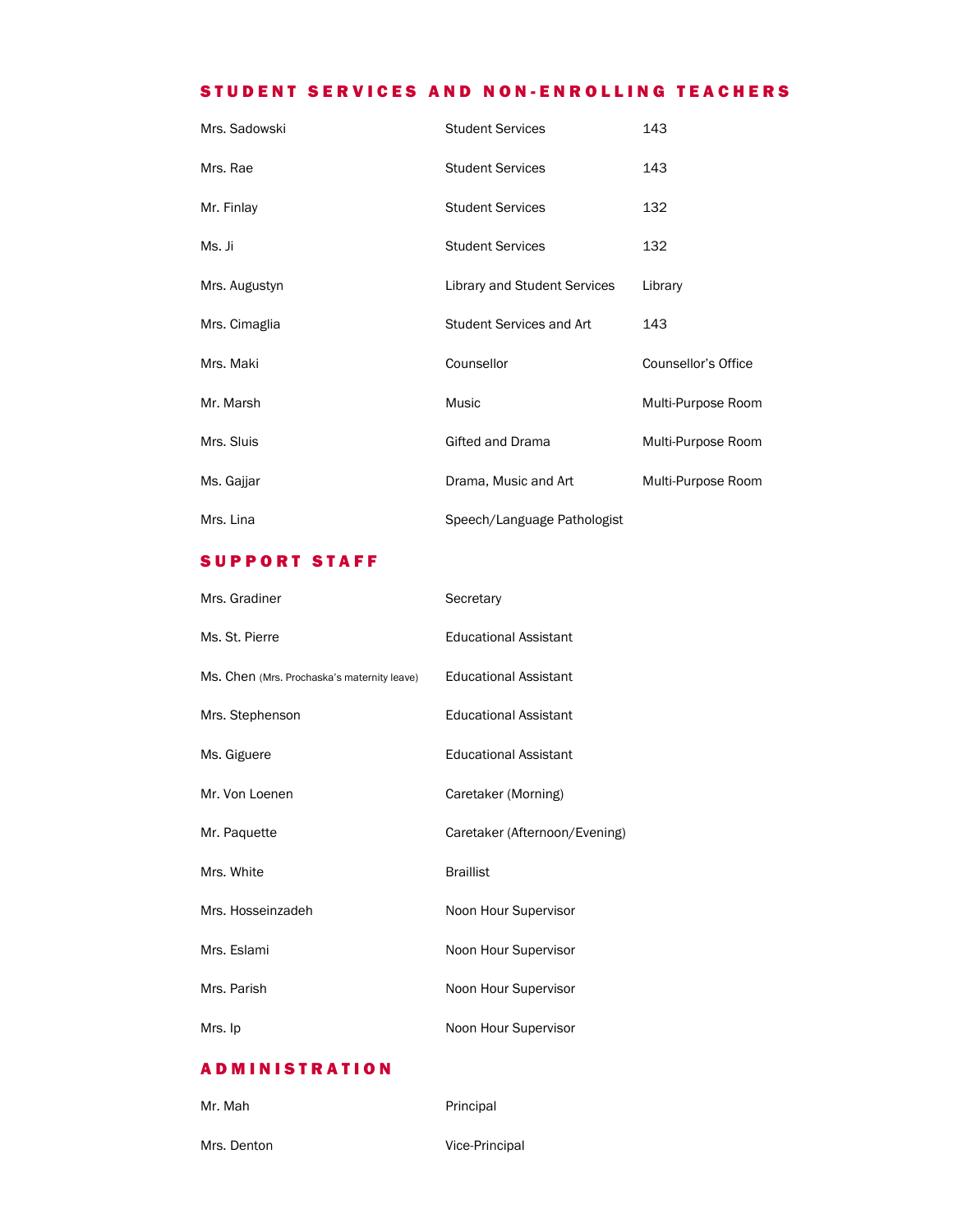## STUDENT SERVICES AND NON-ENROLLING TEACHERS

| | | |
|---|---|---|
| Mrs. Sadowski | Student Services | 143 |
| Mrs. Rae | Student Services | 143 |
| Mr. Finlay | Student Services | 132 |
| Ms. Ji | Student Services | 132 |
| Mrs. Augustyn | Library and Student Services | Library |
| Mrs. Cimaglia | Student Services and Art | 143 |
| Mrs. Maki | Counsellor | Counsellor's Office |
| Mr. Marsh | Music | Multi-Purpose Room |
| Mrs. Sluis | Gifted and Drama | Multi-Purpose Room |
| Ms. Gajjar | Drama, Music and Art | Multi-Purpose Room |
| Mrs. Lina | Speech/Language Pathologist | |

## SUPPORT STAFF

| | |
|---|---|
| Mrs. Gradiner | Secretary |
| Ms. St. Pierre | Educational Assistant |
| Ms. Chen (Mrs. Prochaska's maternity leave) | Educational Assistant |
| Mrs. Stephenson | Educational Assistant |
| Ms. Giguere | Educational Assistant |
| Mr. Von Loenen | Caretaker (Morning) |
| Mr. Paquette | Caretaker (Afternoon/Evening) |
| Mrs. White | Braillist |
| Mrs. Hosseinzadeh | Noon Hour Supervisor |
| Mrs. Eslami | Noon Hour Supervisor |
| Mrs. Parish | Noon Hour Supervisor |
| Mrs. Ip | Noon Hour Supervisor |

## ADMINISTRATION

| | |
|---|---|
| Mr. Mah | Principal |
| Mrs. Denton | Vice-Principal |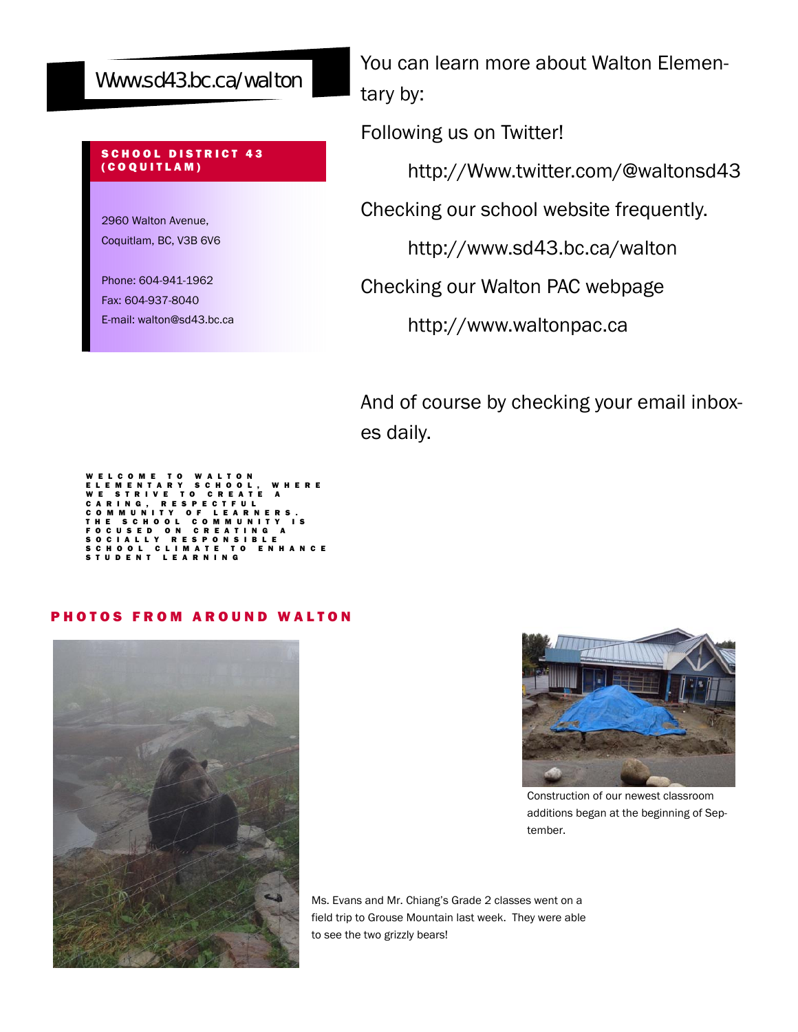Www.sd43.bc.ca/walton

**SCHOOL DISTRICT 43 (COQUITLAM)**

2960 Walton Avenue,
Coquitlam, BC, V3B 6V6

Phone: 604-941-1962
Fax: 604-937-8040
E-mail: walton@sd43.bc.ca

You can learn more about Walton Elementary by:

Following us on Twitter!

http://Www.twitter.com/@waltonsd43

Checking our school website frequently.

http://www.sd43.bc.ca/walton

Checking our Walton PAC webpage

http://www.waltonpac.ca

And of course by checking your email inboxes daily.

WELCOME TO WALTON ELEMENTARY SCHOOL, WHERE WE STRIVE TO CREATE A CARING, RESPECTFUL COMMUNITY OF LEARNERS. THE SCHOOL COMMUNITY IS FOCUSED ON CREATING A SOCIALLY RESPONSIBLE SCHOOL CLIMATE TO ENHANCE STUDENT LEARNING

## PHOTOS FROM AROUND WALTON

Construction of our newest classroom additions began at the beginning of September.

Ms. Evans and Mr. Chiang's Grade 2 classes went on a field trip to Grouse Mountain last week. They were able to see the two grizzly bears!